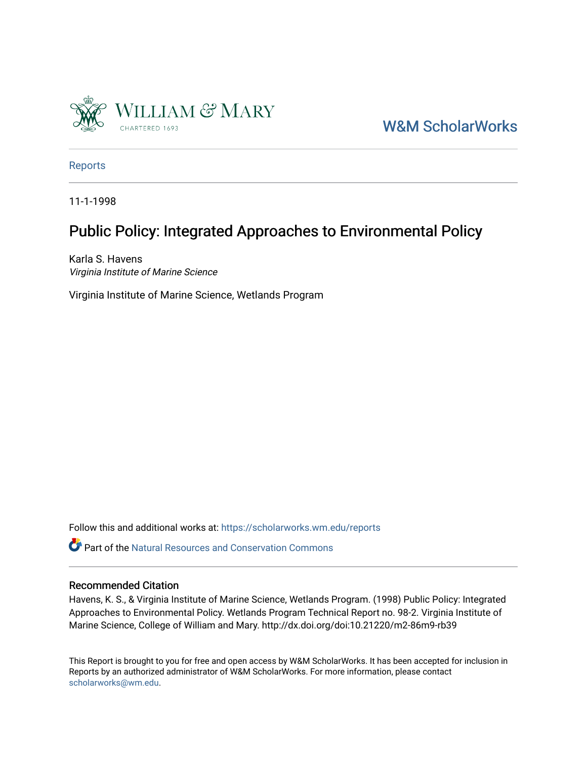William & Mary

CHARTERED 1693

W&M ScholarWorks

Reports

11-1-1998

# Public Policy: Integrated Approaches to Environmental Policy

Karla S. Havens
*Virginia Institute of Marine Science*

Virginia Institute of Marine Science, Wetlands Program

Follow this and additional works at: https://scholarworks.wm.edu/reports

Part of the Natural Resources and Conservation Commons

## Recommended Citation

Havens, K. S., & Virginia Institute of Marine Science, Wetlands Program. (1998) Public Policy: Integrated Approaches to Environmental Policy. Wetlands Program Technical Report no. 98-2. Virginia Institute of Marine Science, College of William and Mary. http://dx.doi.org/doi:10.21220/m2-86m9-rb39

This Report is brought to you for free and open access by W&M ScholarWorks. It has been accepted for inclusion in Reports by an authorized administrator of W&M ScholarWorks. For more information, please contact scholarworks@wm.edu.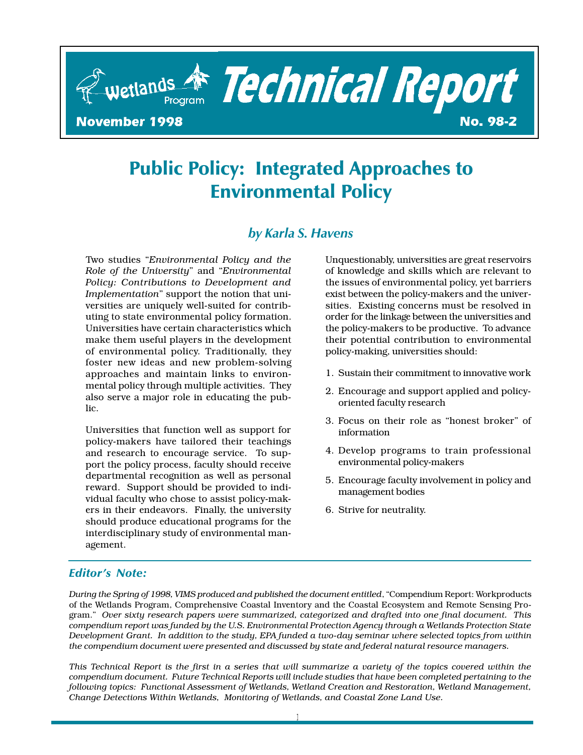Wetlands Program

# Technical Report

November 1998

No. 98-2

# Public Policy: Integrated Approaches to Environmental Policy

## *by Karla S. Havens*

Two studies "*Environmental Policy and the Role of the University*" and "*Environmental Policy: Contributions to Development and Implementation*" support the notion that universities are uniquely well-suited for contributing to state environmental policy formation. Universities have certain characteristics which make them useful players in the development of environmental policy. Traditionally, they foster new ideas and new problem-solving approaches and maintain links to environmental policy through multiple activities. They also serve a major role in educating the public.

Universities that function well as support for policy-makers have tailored their teachings and research to encourage service. To support the policy process, faculty should receive departmental recognition as well as personal reward. Support should be provided to individual faculty who chose to assist policy-makers in their endeavors. Finally, the university should produce educational programs for the interdisciplinary study of environmental management.

Unquestionably, universities are great reservoirs of knowledge and skills which are relevant to the issues of environmental policy, yet barriers exist between the policy-makers and the universities. Existing concerns must be resolved in order for the linkage between the universities and the policy-makers to be productive. To advance their potential contribution to environmental policy-making, universities should:

1. Sustain their commitment to innovative work
2. Encourage and support applied and policy-oriented faculty research
3. Focus on their role as "honest broker" of information
4. Develop programs to train professional environmental policy-makers
5. Encourage faculty involvement in policy and management bodies
6. Strive for neutrality.

### *Editor's Note:*

*During the Spring of 1998, VIMS produced and published the document entitled*, "Compendium Report: Workproducts of the Wetlands Program, Comprehensive Coastal Inventory and the Coastal Ecosystem and Remote Sensing Program." *Over sixty research papers were summarized, categorized and drafted into one final document. This compendium report was funded by the U.S. Environmental Protection Agency through a Wetlands Protection State Development Grant. In addition to the study, EPA funded a two-day seminar where selected topics from within the compendium document were presented and discussed by state and federal natural resource managers.*

*This Technical Report is the first in a series that will summarize a variety of the topics covered within the compendium document. Future Technical Reports will include studies that have been completed pertaining to the following topics: Functional Assessment of Wetlands, Wetland Creation and Restoration, Wetland Management, Change Detections Within Wetlands, Monitoring of Wetlands, and Coastal Zone Land Use.*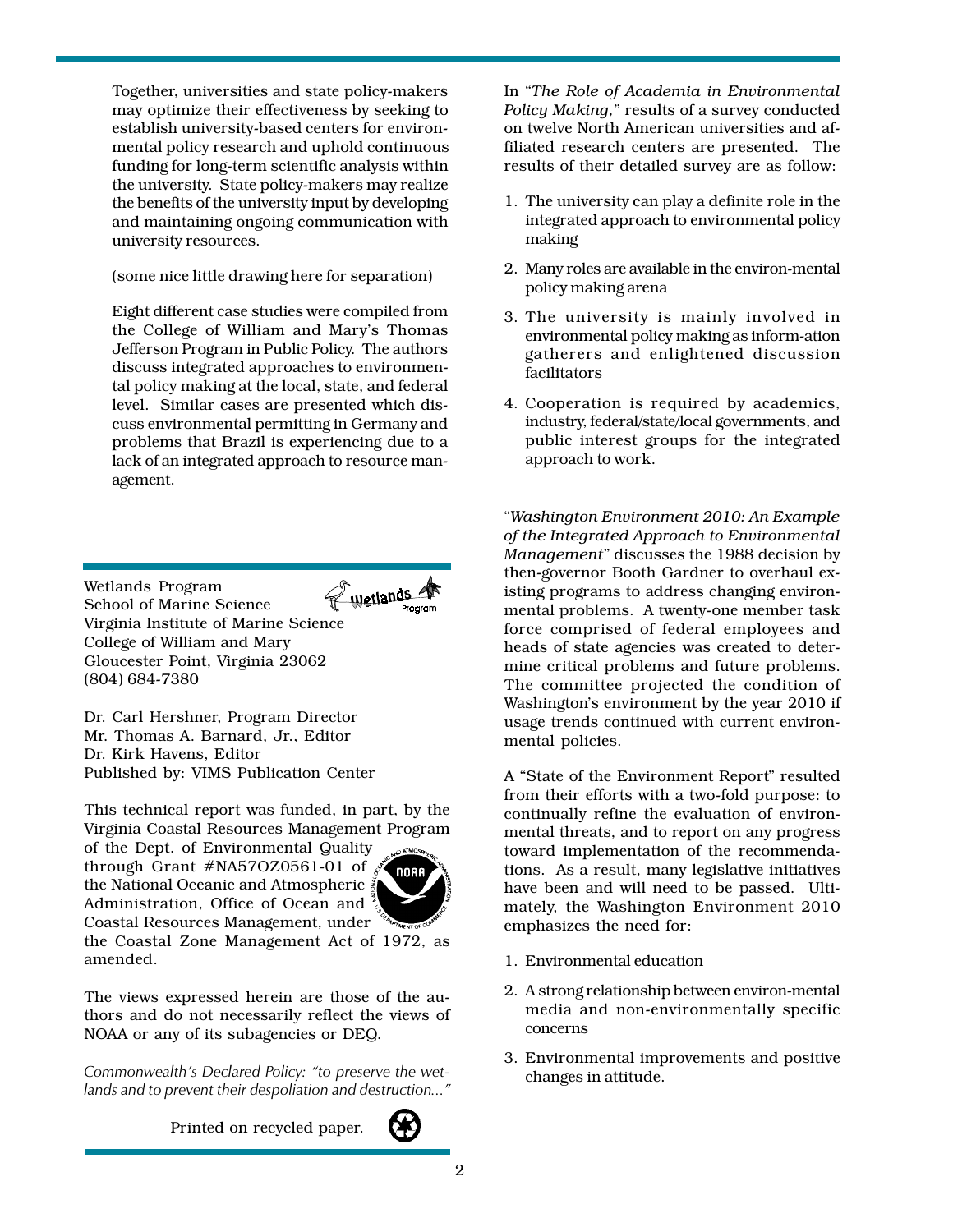Together, universities and state policy-makers may optimize their effectiveness by seeking to establish university-based centers for environmental policy research and uphold continuous funding for long-term scientific analysis within the university. State policy-makers may realize the benefits of the university input by developing and maintaining ongoing communication with university resources.

(some nice little drawing here for separation)

Eight different case studies were compiled from the College of William and Mary's Thomas Jefferson Program in Public Policy. The authors discuss integrated approaches to environmental policy making at the local, state, and federal level. Similar cases are presented which discuss environmental permitting in Germany and problems that Brazil is experiencing due to a lack of an integrated approach to resource management.

Wetlands Program
School of Marine Science
Virginia Institute of Marine Science
College of William and Mary
Gloucester Point, Virginia 23062
(804) 684-7380

Dr. Carl Hershner, Program Director
Mr. Thomas A. Barnard, Jr., Editor
Dr. Kirk Havens, Editor
Published by: VIMS Publication Center

This technical report was funded, in part, by the Virginia Coastal Resources Management Program of the Dept. of Environmental Quality through Grant #NA57OZ0561-01 of the National Oceanic and Atmospheric Administration, Office of Ocean and Coastal Resources Management, under the Coastal Zone Management Act of 1972, as amended.

The views expressed herein are those of the authors and do not necessarily reflect the views of NOAA or any of its subagencies or DEQ.

*Commonwealth's Declared Policy: "to preserve the wetlands and to prevent their despoliation and destruction..."*

Printed on recycled paper.

In "*The Role of Academia in Environmental Policy Making,*" results of a survey conducted on twelve North American universities and affiliated research centers are presented. The results of their detailed survey are as follow:

1. The university can play a definite role in the integrated approach to environmental policy making
2. Many roles are available in the environ-mental policy making arena
3. The university is mainly involved in environmental policy making as inform-ation gatherers and enlightened discussion facilitators
4. Cooperation is required by academics, industry, federal/state/local governments, and public interest groups for the integrated approach to work.

"*Washington Environment 2010: An Example of the Integrated Approach to Environmental Management*" discusses the 1988 decision by then-governor Booth Gardner to overhaul existing programs to address changing environmental problems. A twenty-one member task force comprised of federal employees and heads of state agencies was created to determine critical problems and future problems. The committee projected the condition of Washington's environment by the year 2010 if usage trends continued with current environmental policies.

A "State of the Environment Report" resulted from their efforts with a two-fold purpose: to continually refine the evaluation of environmental threats, and to report on any progress toward implementation of the recommendations. As a result, many legislative initiatives have been and will need to be passed. Ultimately, the Washington Environment 2010 emphasizes the need for:

1. Environmental education
2. A strong relationship between environ-mental media and non-environmentally specific concerns
3. Environmental improvements and positive changes in attitude.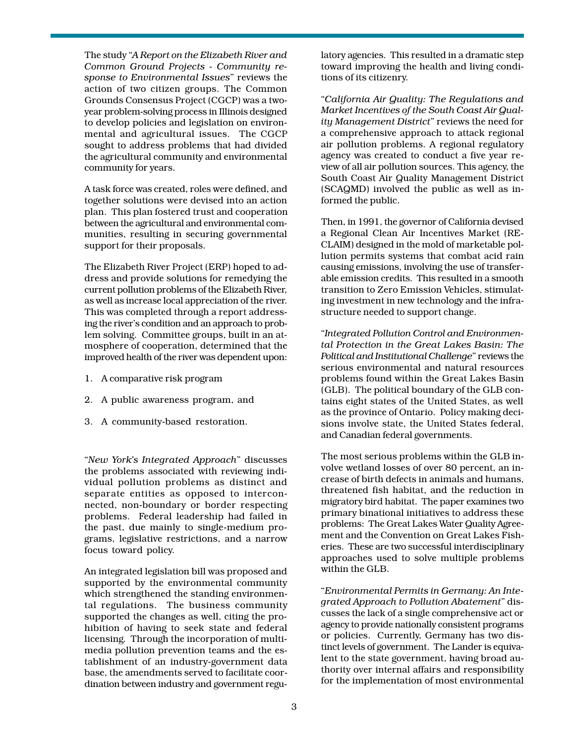The study "*A Report on the Elizabeth River and Common Ground Projects - Community response to Environmental Issues*" reviews the action of two citizen groups. The Common Grounds Consensus Project (CGCP) was a two-year problem-solving process in Illinois designed to develop policies and legislation on environmental and agricultural issues. The CGCP sought to address problems that had divided the agricultural community and environmental community for years.

A task force was created, roles were defined, and together solutions were devised into an action plan. This plan fostered trust and cooperation between the agricultural and environmental communities, resulting in securing governmental support for their proposals.

The Elizabeth River Project (ERP) hoped to address and provide solutions for remedying the current pollution problems of the Elizabeth River, as well as increase local appreciation of the river. This was completed through a report addressing the river's condition and an approach to problem solving. Committee groups, built in an atmosphere of cooperation, determined that the improved health of the river was dependent upon:

1. A comparative risk program
2. A public awareness program, and
3. A community-based restoration.

"*New York's Integrated Approach*" discusses the problems associated with reviewing individual pollution problems as distinct and separate entities as opposed to interconnected, non-boundary or border respecting problems. Federal leadership had failed in the past, due mainly to single-medium programs, legislative restrictions, and a narrow focus toward policy.

An integrated legislation bill was proposed and supported by the environmental community which strengthened the standing environmental regulations. The business community supported the changes as well, citing the prohibition of having to seek state and federal licensing. Through the incorporation of multimedia pollution prevention teams and the establishment of an industry-government data base, the amendments served to facilitate coordination between industry and government regulatory agencies. This resulted in a dramatic step toward improving the health and living conditions of its citizenry.

"*California Air Quality: The Regulations and Market Incentives of the South Coast Air Quality Management District*" reviews the need for a comprehensive approach to attack regional air pollution problems. A regional regulatory agency was created to conduct a five year review of all air pollution sources. This agency, the South Coast Air Quality Management District (SCAQMD) involved the public as well as informed the public.

Then, in 1991, the governor of California devised a Regional Clean Air Incentives Market (RECLAIM) designed in the mold of marketable pollution permits systems that combat acid rain causing emissions, involving the use of transferable emission credits. This resulted in a smooth transition to Zero Emission Vehicles, stimulating investment in new technology and the infrastructure needed to support change.

"*Integrated Pollution Control and Environmental Protection in the Great Lakes Basin: The Political and Institutional Challenge*" reviews the serious environmental and natural resources problems found within the Great Lakes Basin (GLB). The political boundary of the GLB contains eight states of the United States, as well as the province of Ontario. Policy making decisions involve state, the United States federal, and Canadian federal governments.

The most serious problems within the GLB involve wetland losses of over 80 percent, an increase of birth defects in animals and humans, threatened fish habitat, and the reduction in migratory bird habitat. The paper examines two primary binational initiatives to address these problems: The Great Lakes Water Quality Agreement and the Convention on Great Lakes Fisheries. These are two successful interdisciplinary approaches used to solve multiple problems within the GLB.

"*Environmental Permits in Germany: An Integrated Approach to Pollution Abatement*" discusses the lack of a single comprehensive act or agency to provide nationally consistent programs or policies. Currently, Germany has two distinct levels of government. The Lander is equivalent to the state government, having broad authority over internal affairs and responsibility for the implementation of most environmental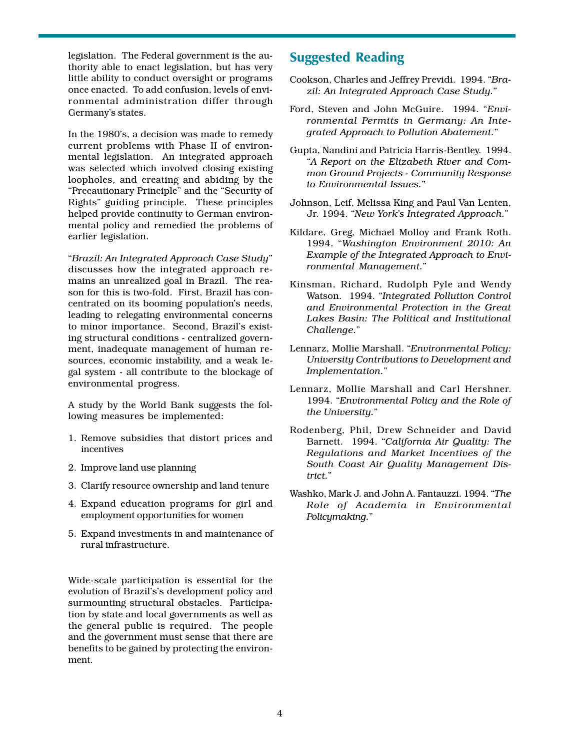legislation. The Federal government is the authority able to enact legislation, but has very little ability to conduct oversight or programs once enacted. To add confusion, levels of environmental administration differ through Germany's states.

In the 1980's, a decision was made to remedy current problems with Phase II of environmental legislation. An integrated approach was selected which involved closing existing loopholes, and creating and abiding by the "Precautionary Principle" and the "Security of Rights" guiding principle. These principles helped provide continuity to German environmental policy and remedied the problems of earlier legislation.

"*Brazil: An Integrated Approach Case Study*" discusses how the integrated approach remains an unrealized goal in Brazil. The reason for this is two-fold. First, Brazil has concentrated on its booming population's needs, leading to relegating environmental concerns to minor importance. Second, Brazil's existing structural conditions - centralized government, inadequate management of human resources, economic instability, and a weak legal system - all contribute to the blockage of environmental progress.

A study by the World Bank suggests the following measures be implemented:

1. Remove subsidies that distort prices and incentives
2. Improve land use planning
3. Clarify resource ownership and land tenure
4. Expand education programs for girl and employment opportunities for women
5. Expand investments in and maintenance of rural infrastructure.

Wide-scale participation is essential for the evolution of Brazil's's development policy and surmounting structural obstacles. Participation by state and local governments as well as the general public is required. The people and the government must sense that there are benefits to be gained by protecting the environment.

## Suggested Reading

Cookson, Charles and Jeffrey Previdi. 1994. "*Brazil: An Integrated Approach Case Study.*"

Ford, Steven and John McGuire. 1994. "*Environmental Permits in Germany: An Integrated Approach to Pollution Abatement.*"

Gupta, Nandini and Patricia Harris-Bentley. 1994. "*A Report on the Elizabeth River and Common Ground Projects - Community Response to Environmental Issues.*"

Johnson, Leif, Melissa King and Paul Van Lenten, Jr. 1994. "*New York's Integrated Approach.*"

Kildare, Greg, Michael Molloy and Frank Roth. 1994. "*Washington Environment 2010: An Example of the Integrated Approach to Environmental Management.*"

Kinsman, Richard, Rudolph Pyle and Wendy Watson. 1994. "*Integrated Pollution Control and Environmental Protection in the Great Lakes Basin: The Political and Institutional Challenge.*"

Lennarz, Mollie Marshall. "*Environmental Policy: University Contributions to Development and Implementation.*"

Lennarz, Mollie Marshall and Carl Hershner. 1994. "*Environmental Policy and the Role of the University.*"

Rodenberg, Phil, Drew Schneider and David Barnett. 1994. "*California Air Quality: The Regulations and Market Incentives of the South Coast Air Quality Management District.*"

Washko, Mark J. and John A. Fantauzzi. 1994. "*The Role of Academia in Environmental Policymaking.*"